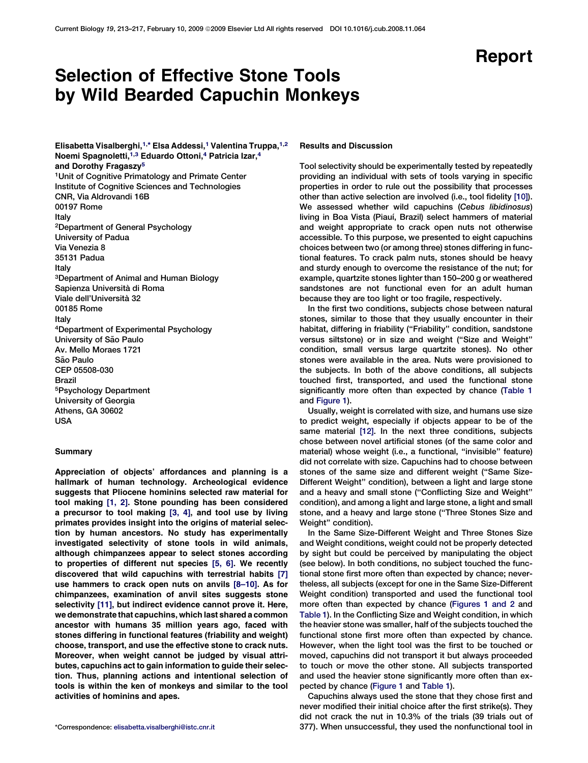Report

# Selection of Effective Stone Tools by Wild Bearded Capuchin Monkeys

**Elisabetta Visalberghi,[1,*] Elsa Addessi,[1] Valentina Truppa,[1,2] Noemi Spagnoletti,[1,3] Eduardo Ottoni,[4] Patricia Izar,[4] and Dorothy Fragaszy[5]**

[1]Unit of Cognitive Primatology and Primate Center
Institute of Cognitive Sciences and Technologies
CNR, Via Aldrovandi 16B
00197 Rome
Italy

[2]Department of General Psychology
University of Padua
Via Venezia 8
35131 Padua
Italy

[3]Department of Animal and Human Biology
Sapienza Università di Roma
Viale dell'Università 32
00185 Rome
Italy

[4]Department of Experimental Psychology
University of São Paulo
Av. Mello Moraes 1721
São Paulo
CEP 05508-030
Brazil

[5]Psychology Department
University of Georgia
Athens, GA 30602
USA

## Summary

**Appreciation of objects' affordances and planning is a hallmark of human technology. Archeological evidence suggests that Pliocene hominins selected raw material for tool making [1, 2]. Stone pounding has been considered a precursor to tool making [3, 4], and tool use by living primates provides insight into the origins of material selection by human ancestors. No study has experimentally investigated selectivity of stone tools in wild animals, although chimpanzees appear to select stones according to properties of different nut species [5, 6]. We recently discovered that wild capuchins with terrestrial habits [7] use hammers to crack open nuts on anvils [8–10]. As for chimpanzees, examination of anvil sites suggests stone selectivity [11], but indirect evidence cannot prove it. Here, we demonstrate that capuchins, which last shared a common ancestor with humans 35 million years ago, faced with stones differing in functional features (friability and weight) choose, transport, and use the effective stone to crack nuts. Moreover, when weight cannot be judged by visual attributes, capuchins act to gain information to guide their selection. Thus, planning actions and intentional selection of tools is within the ken of monkeys and similar to the tool activities of hominins and apes.**

*Correspondence: elisabetta.visalberghi@istc.cnr.it

## Results and Discussion

Tool selectivity should be experimentally tested by repeatedly providing an individual with sets of tools varying in specific properties in order to rule out the possibility that processes other than active selection are involved (i.e., tool fidelity [10]). We assessed whether wild capuchins (*Cebus libidinosus*) living in Boa Vista (Piauí, Brazil) select hammers of material and weight appropriate to crack open nuts not otherwise accessible. To this purpose, we presented to eight capuchins choices between two (or among three) stones differing in functional features. To crack palm nuts, stones should be heavy and sturdy enough to overcome the resistance of the nut; for example, quartzite stones lighter than 150–200 g or weathered sandstones are not functional even for an adult human because they are too light or too fragile, respectively.

In the first two conditions, subjects chose between natural stones, similar to those that they usually encounter in their habitat, differing in friability ("Friability" condition, sandstone versus siltstone) or in size and weight ("Size and Weight" condition, small versus large quartzite stones). No other stones were available in the area. Nuts were provisioned to the subjects. In both of the above conditions, all subjects touched first, transported, and used the functional stone significantly more often than expected by chance (Table 1 and Figure 1).

Usually, weight is correlated with size, and humans use size to predict weight, especially if objects appear to be of the same material [12]. In the next three conditions, subjects chose between novel artificial stones (of the same color and material) whose weight (i.e., a functional, "invisible" feature) did not correlate with size. Capuchins had to choose between stones of the same size and different weight ("Same Size-Different Weight" condition), between a light and large stone and a heavy and small stone ("Conflicting Size and Weight" condition), and among a light and large stone, a light and small stone, and a heavy and large stone ("Three Stones Size and Weight" condition).

In the Same Size-Different Weight and Three Stones Size and Weight conditions, weight could not be properly detected by sight but could be perceived by manipulating the object (see below). In both conditions, no subject touched the functional stone first more often than expected by chance; nevertheless, all subjects (except for one in the Same Size-Different Weight condition) transported and used the functional tool more often than expected by chance (Figures 1 and 2 and Table 1). In the Conflicting Size and Weight condition, in which the heavier stone was smaller, half of the subjects touched the functional stone first more often than expected by chance. However, when the light tool was the first to be touched or moved, capuchins did not transport it but always proceeded to touch or move the other stone. All subjects transported and used the heavier stone significantly more often than expected by chance (Figure 1 and Table 1).

Capuchins always used the stone that they chose first and never modified their initial choice after the first strike(s). They did not crack the nut in 10.3% of the trials (39 trials out of 377). When unsuccessful, they used the nonfunctional tool in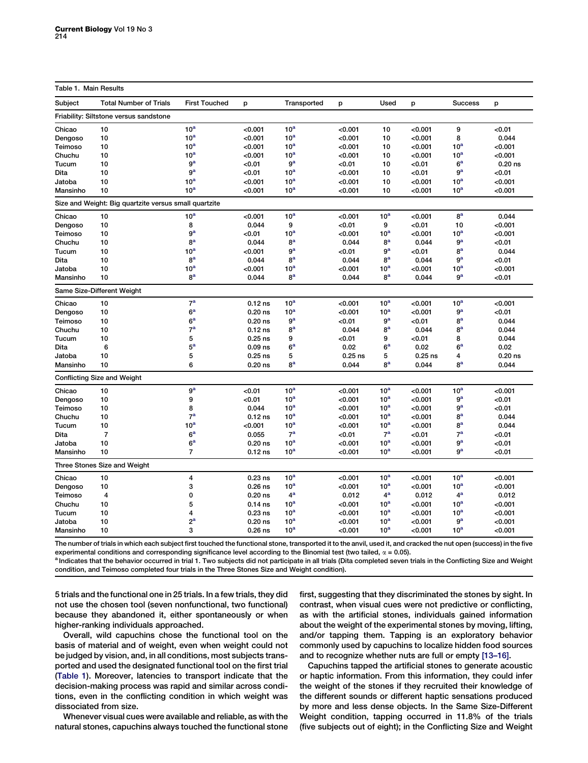Table 1. Main Results

| Subject | Total Number of Trials | First Touched | p | Transported | p | Used | p | Success | p |
|---|---|---|---|---|---|---|---|---|---|
| **Friability: Siltstone versus sandstone** | | | | | | | | | |
| Chicao | 10 | 10[a] | <0.001 | 10[a] | <0.001 | 10 | <0.001 | 9 | <0.01 |
| Dengoso | 10 | 10[a] | <0.001 | 10[a] | <0.001 | 10 | <0.001 | 8 | 0.044 |
| Teimoso | 10 | 10[a] | <0.001 | 10[a] | <0.001 | 10 | <0.001 | 10[a] | <0.001 |
| Chuchu | 10 | 10[a] | <0.001 | 10[a] | <0.001 | 10 | <0.001 | 10[a] | <0.001 |
| Tucum | 10 | 9[a] | <0.01 | 9[a] | <0.01 | 10 | <0.01 | 6[a] | 0.20 ns |
| Dita | 10 | 9[a] | <0.01 | 10[a] | <0.001 | 10 | <0.01 | 9[a] | <0.01 |
| Jatoba | 10 | 10[a] | <0.001 | 10[a] | <0.001 | 10 | <0.001 | 10[a] | <0.001 |
| Mansinho | 10 | 10[a] | <0.001 | 10[a] | <0.001 | 10 | <0.001 | 10[a] | <0.001 |
| **Size and Weight: Big quartzite versus small quartzite** | | | | | | | | | |
| Chicao | 10 | 10[a] | <0.001 | 10[a] | <0.001 | 10[a] | <0.001 | 8[a] | 0.044 |
| Dengoso | 10 | 8 | 0.044 | 9 | <0.01 | 9 | <0.01 | 10 | <0.001 |
| Teimoso | 10 | 9[a] | <0.01 | 10[a] | <0.001 | 10[a] | <0.001 | 10[a] | <0.001 |
| Chuchu | 10 | 8[a] | 0.044 | 8[a] | 0.044 | 8[a] | 0.044 | 9[a] | <0.01 |
| Tucum | 10 | 10[a] | <0.001 | 9[a] | <0.01 | 9[a] | <0.01 | 8[a] | 0.044 |
| Dita | 10 | 8[a] | 0.044 | 8[a] | 0.044 | 8[a] | 0.044 | 9[a] | <0.01 |
| Jatoba | 10 | 10[a] | <0.001 | 10[a] | <0.001 | 10[a] | <0.001 | 10[a] | <0.001 |
| Mansinho | 10 | 8[a] | 0.044 | 8[a] | 0.044 | 8[a] | 0.044 | 9[a] | <0.01 |
| **Same Size-Different Weight** | | | | | | | | | |
| Chicao | 10 | 7[a] | 0.12 ns | 10[a] | <0.001 | 10[a] | <0.001 | 10[a] | <0.001 |
| Dengoso | 10 | 6[a] | 0.20 ns | 10[a] | <0.001 | 10[a] | <0.001 | 9[a] | <0.01 |
| Teimoso | 10 | 6[a] | 0.20 ns | 9[a] | <0.01 | 9[a] | <0.01 | 8[a] | 0.044 |
| Chuchu | 10 | 7[a] | 0.12 ns | 8[a] | 0.044 | 8[a] | 0.044 | 8[a] | 0.044 |
| Tucum | 10 | 5 | 0.25 ns | 9 | <0.01 | 9 | <0.01 | 8 | 0.044 |
| Dita | 6 | 5[a] | 0.09 ns | 6[a] | 0.02 | 6[a] | 0.02 | 6[a] | 0.02 |
| Jatoba | 10 | 5 | 0.25 ns | 5 | 0.25 ns | 5 | 0.25 ns | 4 | 0.20 ns |
| Mansinho | 10 | 6 | 0.20 ns | 8[a] | 0.044 | 8[a] | 0.044 | 8[a] | 0.044 |
| **Conflicting Size and Weight** | | | | | | | | | |
| Chicao | 10 | 9[a] | <0.01 | 10[a] | <0.001 | 10[a] | <0.001 | 10[a] | <0.001 |
| Dengoso | 10 | 9 | <0.01 | 10[a] | <0.001 | 10[a] | <0.001 | 9[a] | <0.01 |
| Teimoso | 10 | 8 | 0.044 | 10[a] | <0.001 | 10[a] | <0.001 | 9[a] | <0.01 |
| Chuchu | 10 | 7[a] | 0.12 ns | 10[a] | <0.001 | 10[a] | <0.001 | 8[a] | 0.044 |
| Tucum | 10 | 10[a] | <0.001 | 10[a] | <0.001 | 10[a] | <0.001 | 8[a] | 0.044 |
| Dita | 7 | 6[a] | 0.055 | 7[a] | <0.01 | 7[a] | <0.01 | 7[a] | <0.01 |
| Jatoba | 10 | 6[a] | 0.20 ns | 10[a] | <0.001 | 10[a] | <0.001 | 9[a] | <0.01 |
| Mansinho | 10 | 7 | 0.12 ns | 10[a] | <0.001 | 10[a] | <0.001 | 9[a] | <0.01 |
| **Three Stones Size and Weight** | | | | | | | | | |
| Chicao | 10 | 4 | 0.23 ns | 10[a] | <0.001 | 10[a] | <0.001 | 10[a] | <0.001 |
| Dengoso | 10 | 3 | 0.26 ns | 10[a] | <0.001 | 10[a] | <0.001 | 10[a] | <0.001 |
| Teimoso | 4 | 0 | 0.20 ns | 4[a] | 0.012 | 4[a] | 0.012 | 4[a] | 0.012 |
| Chuchu | 10 | 5 | 0.14 ns | 10[a] | <0.001 | 10[a] | <0.001 | 10[a] | <0.001 |
| Tucum | 10 | 4 | 0.23 ns | 10[a] | <0.001 | 10[a] | <0.001 | 10[a] | <0.001 |
| Jatoba | 10 | 2[a] | 0.20 ns | 10[a] | <0.001 | 10[a] | <0.001 | 9[a] | <0.001 |
| Mansinho | 10 | 3 | 0.26 ns | 10[a] | <0.001 | 10[a] | <0.001 | 10[a] | <0.001 |

The number of trials in which each subject first touched the functional stone, transported it to the anvil, used it, and cracked the nut open (success) in the five experimental conditions and corresponding significance level according to the Binomial test (two tailed, $\alpha = 0.05$).
[a] Indicates that the behavior occurred in trial 1. Two subjects did not participate in all trials (Dita completed seven trials in the Conflicting Size and Weight condition, and Teimoso completed four trials in the Three Stones Size and Weight condition).

5 trials and the functional one in 25 trials. In a few trials, they did not use the chosen tool (seven nonfunctional, two functional) because they abandoned it, either spontaneously or when higher-ranking individuals approached.

Overall, wild capuchins chose the functional tool on the basis of material and of weight, even when weight could not be judged by vision, and, in all conditions, most subjects transported and used the designated functional tool on the first trial (Table 1). Moreover, latencies to transport indicate that the decision-making process was rapid and similar across conditions, even in the conflicting condition in which weight was dissociated from size.

Whenever visual cues were available and reliable, as with the natural stones, capuchins always touched the functional stone first, suggesting that they discriminated the stones by sight. In contrast, when visual cues were not predictive or conflicting, as with the artificial stones, individuals gained information about the weight of the experimental stones by moving, lifting, and/or tapping them. Tapping is an exploratory behavior commonly used by capuchins to localize hidden food sources and to recognize whether nuts are full or empty [13–16].

Capuchins tapped the artificial stones to generate acoustic or haptic information. From this information, they could infer the weight of the stones if they recruited their knowledge of the different sounds or different haptic sensations produced by more and less dense objects. In the Same Size-Different Weight condition, tapping occurred in 11.8% of the trials (five subjects out of eight); in the Conflicting Size and Weight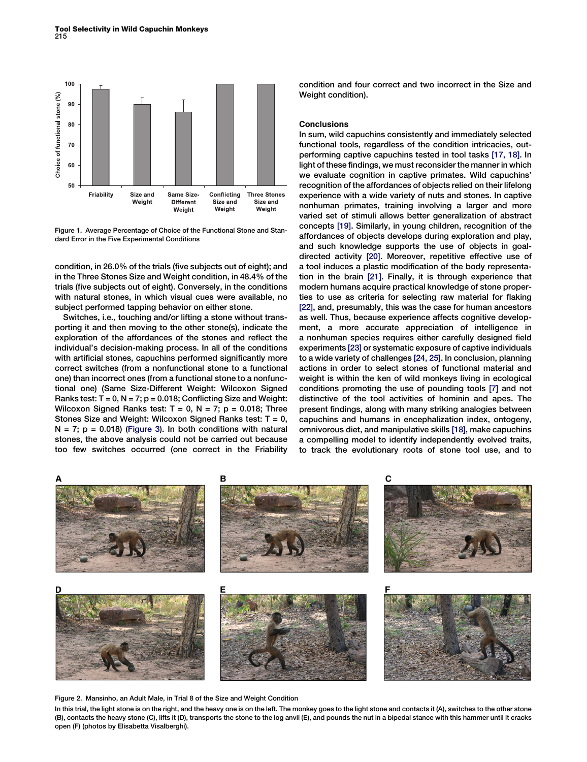Figure 1. Average Percentage of Choice of the Functional Stone and Standard Error in the Five Experimental Conditions

condition, in 26.0% of the trials (five subjects out of eight); and in the Three Stones Size and Weight condition, in 48.4% of the trials (five subjects out of eight). Conversely, in the conditions with natural stones, in which visual cues were available, no subject performed tapping behavior on either stone.

Switches, i.e., touching and/or lifting a stone without transporting it and then moving to the other stone(s), indicate the exploration of the affordances of the stones and reflect the individual's decision-making process. In all of the conditions with artificial stones, capuchins performed significantly more correct switches (from a nonfunctional stone to a functional one) than incorrect ones (from a functional stone to a nonfunctional one) (Same Size-Different Weight: Wilcoxon Signed Ranks test: $T = 0$, $N = 7$; $p = 0.018$; Conflicting Size and Weight: Wilcoxon Signed Ranks test: $T = 0$, $N = 7$; $p = 0.018$; Three Stones Size and Weight: Wilcoxon Signed Ranks test: $T = 0$, $N = 7$; $p = 0.018$) (Figure 3). In both conditions with natural stones, the above analysis could not be carried out because too few switches occurred (one correct in the Friability condition and four correct and two incorrect in the Size and Weight condition).

## Conclusions

In sum, wild capuchins consistently and immediately selected functional tools, regardless of the condition intricacies, outperforming captive capuchins tested in tool tasks [17, 18]. In light of these findings, we must reconsider the manner in which we evaluate cognition in captive primates. Wild capuchins' recognition of the affordances of objects relied on their lifelong experience with a wide variety of nuts and stones. In captive nonhuman primates, training involving a larger and more varied set of stimuli allows better generalization of abstract concepts [19]. Similarly, in young children, recognition of the affordances of objects develops during exploration and play, and such knowledge supports the use of objects in goal-directed activity [20]. Moreover, repetitive effective use of a tool induces a plastic modification of the body representation in the brain [21]. Finally, it is through experience that modern humans acquire practical knowledge of stone properties to use as criteria for selecting raw material for flaking [22], and, presumably, this was the case for human ancestors as well. Thus, because experience affects cognitive development, a more accurate appreciation of intelligence in a nonhuman species requires either carefully designed field experiments [23] or systematic exposure of captive individuals to a wide variety of challenges [24, 25]. In conclusion, planning actions in order to select stones of functional material and weight is within the ken of wild monkeys living in ecological conditions promoting the use of pounding tools [7] and not distinctive of the tool activities of hominin and apes. The present findings, along with many striking analogies between capuchins and humans in encephalization index, ontogeny, omnivorous diet, and manipulative skills [18], make capuchins a compelling model to identify independently evolved traits, to track the evolutionary roots of stone tool use, and to

Figure 2. Mansinho, an Adult Male, in Trial 8 of the Size and Weight Condition

In this trial, the light stone is on the right, and the heavy one is on the left. The monkey goes to the light stone and contacts it (A), switches to the other stone (B), contacts the heavy stone (C), lifts it (D), transports the stone to the log anvil (E), and pounds the nut in a bipedal stance with this hammer until it cracks open (F) (photos by Elisabetta Visalberghi).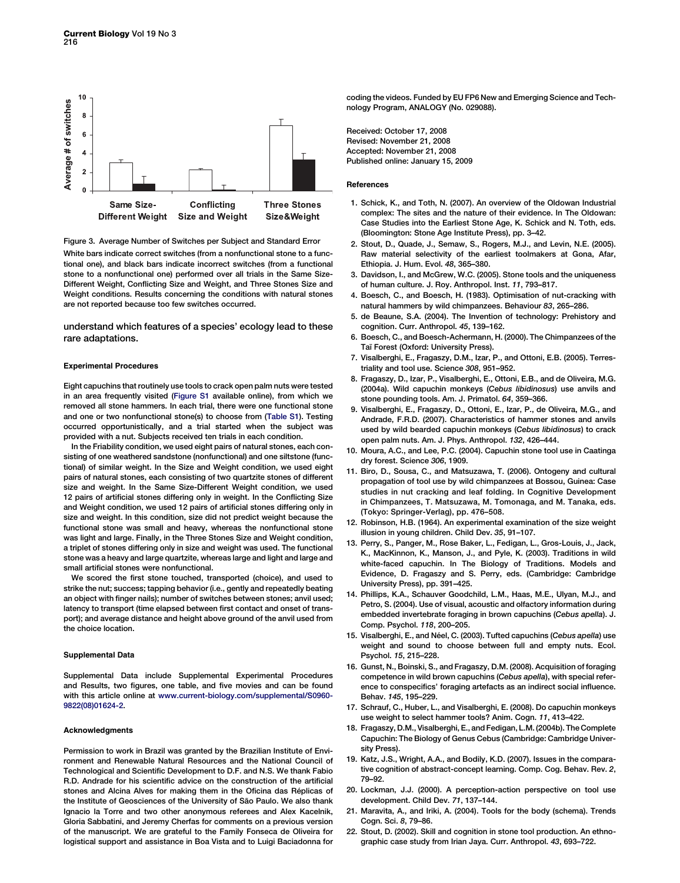Figure 3. Average Number of Switches per Subject and Standard Error

White bars indicate correct switches (from a nonfunctional stone to a functional one), and black bars indicate incorrect switches (from a functional stone to a nonfunctional one) performed over all trials in the Same Size-Different Weight, Conflicting Size and Weight, and Three Stones Size and Weight conditions. Results concerning the conditions with natural stones are not reported because too few switches occurred.

understand which features of a species' ecology lead to these rare adaptations.

### Experimental Procedures

Eight capuchins that routinely use tools to crack open palm nuts were tested in an area frequently visited (Figure S1 available online), from which we removed all stone hammers. In each trial, there were one functional stone and one or two nonfunctional stone(s) to choose from (Table S1). Testing occurred opportunistically, and a trial started when the subject was provided with a nut. Subjects received ten trials in each condition.

In the Friability condition, we used eight pairs of natural stones, each consisting of one weathered sandstone (nonfunctional) and one siltstone (functional) of similar weight. In the Size and Weight condition, we used eight pairs of natural stones, each consisting of two quartzite stones of different size and weight. In the Same Size-Different Weight condition, we used 12 pairs of artificial stones differing only in weight. In the Conflicting Size and Weight condition, we used 12 pairs of artificial stones differing only in size and weight. In this condition, size did not predict weight because the functional stone was small and heavy, whereas the nonfunctional stone was light and large. Finally, in the Three Stones Size and Weight condition, a triplet of stones differing only in size and weight was used. The functional stone was a heavy and large quartzite, whereas large and light and large and small artificial stones were nonfunctional.

We scored the first stone touched, transported (choice), and used to strike the nut; success; tapping behavior (i.e., gently and repeatedly beating an object with finger nails); number of switches between stones; anvil used; latency to transport (time elapsed between first contact and onset of transport); and average distance and height above ground of the anvil used from the choice location.

### Supplemental Data

Supplemental Data include Supplemental Experimental Procedures and Results, two figures, one table, and five movies and can be found with this article online at www.current-biology.com/supplemental/S0960-9822(08)01624-2.

### Acknowledgments

Permission to work in Brazil was granted by the Brazilian Institute of Environment and Renewable Natural Resources and the National Council of Technological and Scientific Development to D.F. and N.S. We thank Fabio R.D. Andrade for his scientific advice on the construction of the artificial stones and Alcina Alves for making them in the Oficina das Réplicas of the Institute of Geosciences of the University of São Paulo. We also thank Ignacio la Torre and two other anonymous referees and Alex Kacelnik, Gloria Sabbatini, and Jeremy Cherfas for comments on a previous version of the manuscript. We are grateful to the Family Fonseca de Oliveira for logistical support and assistance in Boa Vista and to Luigi Baciadonna for coding the videos. Funded by EU FP6 New and Emerging Science and Technology Program, ANALOGY (No. 029088).

Received: October 17, 2008
Revised: November 21, 2008
Accepted: November 21, 2008
Published online: January 15, 2009

### References

1. Schick, K., and Toth, N. (2007). An overview of the Oldowan Industrial complex: The sites and the nature of their evidence. In The Oldowan: Case Studies into the Earliest Stone Age, K. Schick and N. Toth, eds. (Bloomington: Stone Age Institute Press), pp. 3–42.
2. Stout, D., Quade, J., Semaw, S., Rogers, M.J., and Levin, N.E. (2005). Raw material selectivity of the earliest toolmakers at Gona, Afar, Ethiopia. J. Hum. Evol. *48*, 365–380.
3. Davidson, I., and McGrew, W.C. (2005). Stone tools and the uniqueness of human culture. J. Roy. Anthropol. Inst. *11*, 793–817.
4. Boesch, C., and Boesch, H. (1983). Optimisation of nut-cracking with natural hammers by wild chimpanzees. Behaviour *83*, 265–286.
5. de Beaune, S.A. (2004). The Invention of technology: Prehistory and cognition. Curr. Anthropol. *45*, 139–162.
6. Boesch, C., and Boesch-Achermann, H. (2000). The Chimpanzees of the Taï Forest (Oxford: University Press).
7. Visalberghi, E., Fragaszy, D.M., Izar, P., and Ottoni, E.B. (2005). Terrestriality and tool use. Science *308*, 951–952.
8. Fragaszy, D., Izar, P., Visalberghi, E., Ottoni, E.B., and de Oliveira, M.G. (2004a). Wild capuchin monkeys (*Cebus libidinosus*) use anvils and stone pounding tools. Am. J. Primatol. *64*, 359–366.
9. Visalberghi, E., Fragaszy, D., Ottoni, E., Izar, P., de Oliveira, M.G., and Andrade, F.R.D. (2007). Characteristics of hammer stones and anvils used by wild bearded capuchin monkeys (*Cebus libidinosus*) to crack open palm nuts. Am. J. Phys. Anthropol. *132*, 426–444.
10. Moura, A.C., and Lee, P.C. (2004). Capuchin stone tool use in Caatinga dry forest. Science *306*, 1909.
11. Biro, D., Sousa, C., and Matsuzawa, T. (2006). Ontogeny and cultural propagation of tool use by wild chimpanzees at Bossou, Guinea: Case studies in nut cracking and leaf folding. In Cognitive Development in Chimpanzees, T. Matsuzawa, M. Tomonaga, and M. Tanaka, eds. (Tokyo: Springer-Verlag), pp. 476–508.
12. Robinson, H.B. (1964). An experimental examination of the size weight illusion in young children. Child Dev. *35*, 91–107.
13. Perry, S., Panger, M., Rose Baker, L., Fedigan, L., Gros-Louis, J., Jack, K., MacKinnon, K., Manson, J., and Pyle, K. (2003). Traditions in wild white-faced capuchin. In The Biology of Traditions. Models and Evidence, D. Fragaszy and S. Perry, eds. (Cambridge: Cambridge University Press), pp. 391–425.
14. Phillips, K.A., Schauver Goodchild, L.M., Haas, M.E., Ulyan, M.J., and Petro, S. (2004). Use of visual, acoustic and olfactory information during embedded invertebrate foraging in brown capuchins (*Cebus apella*). J. Comp. Psychol. *118*, 200–205.
15. Visalberghi, E., and Néel, C. (2003). Tufted capuchins (*Cebus apella*) use weight and sound to choose between full and empty nuts. Ecol. Psychol. *15*, 215–228.
16. Gunst, N., Boinski, S., and Fragaszy, D.M. (2008). Acquisition of foraging competence in wild brown capuchins (*Cebus apella*), with special reference to conspecifics' foraging artefacts as an indirect social influence. Behav. *145*, 195–229.
17. Schrauf, C., Huber, L., and Visalberghi, E. (2008). Do capuchin monkeys use weight to select hammer tools? Anim. Cogn. *11*, 413–422.
18. Fragaszy, D.M., Visalberghi, E., and Fedigan, L.M. (2004b). The Complete Capuchin: The Biology of Genus Cebus (Cambridge: Cambridge University Press).
19. Katz, J.S., Wright, A.A., and Bodily, K.D. (2007). Issues in the comparative cognition of abstract-concept learning. Comp. Cog. Behav. Rev. *2*, 79–92.
20. Lockman, J.J. (2000). A perception-action perspective on tool use development. Child Dev. *71*, 137–144.
21. Maravita, A., and Iriki, A. (2004). Tools for the body (schema). Trends Cogn. Sci. *8*, 79–86.
22. Stout, D. (2002). Skill and cognition in stone tool production. An ethnographic case study from Irian Jaya. Curr. Anthropol. *43*, 693–722.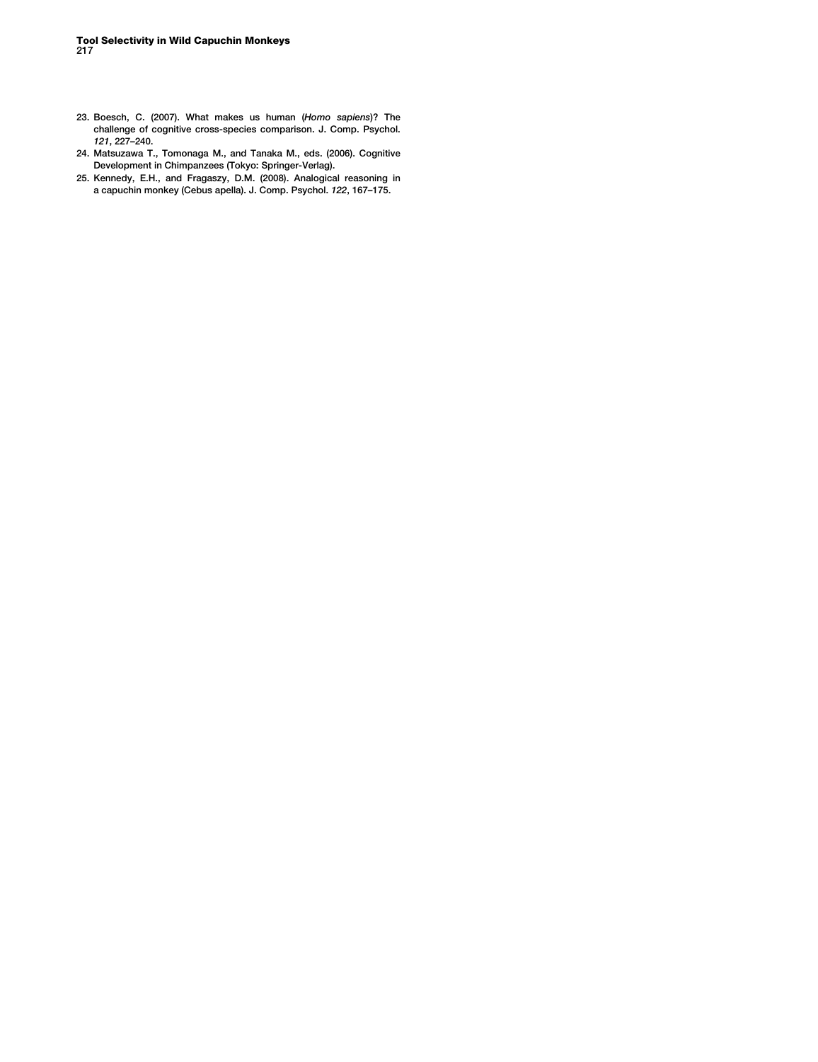23. Boesch, C. (2007). What makes us human (*Homo sapiens*)? The challenge of cognitive cross-species comparison. J. Comp. Psychol. *121*, 227–240.
24. Matsuzawa T., Tomonaga M., and Tanaka M., eds. (2006). Cognitive Development in Chimpanzees (Tokyo: Springer-Verlag).
25. Kennedy, E.H., and Fragaszy, D.M. (2008). Analogical reasoning in a capuchin monkey (Cebus apella). J. Comp. Psychol. *122*, 167–175.